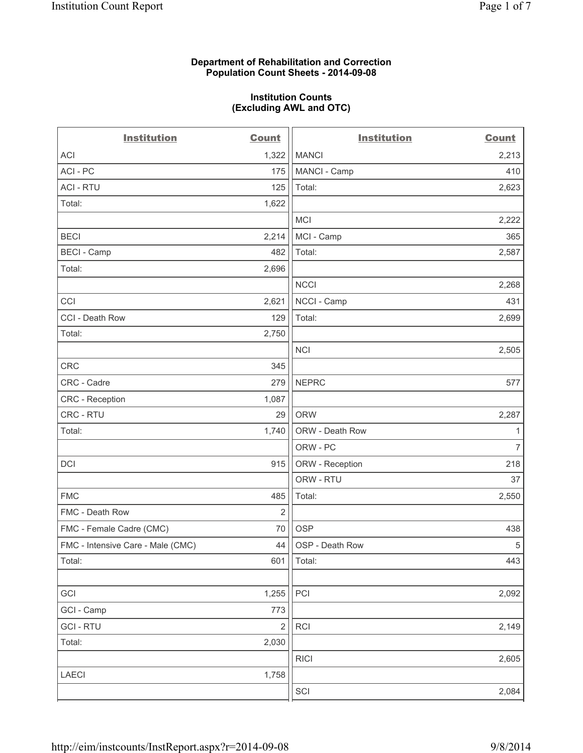**Department of Rehabilitation and Correction**
**Population Count Sheets - 2014-09-08**

**Institution Counts**
**(Excluding AWL and OTC)**

| Institution | Count | Institution | Count |
|---|---|---|---|
| ACI | 1,322 | MANCI | 2,213 |
| ACI - PC | 175 | MANCI - Camp | 410 |
| ACI - RTU | 125 | Total: | 2,623 |
| Total: | 1,622 | | |
| | | MCI | 2,222 |
| BECI | 2,214 | MCI - Camp | 365 |
| BECI - Camp | 482 | Total: | 2,587 |
| Total: | 2,696 | | |
| | | NCCI | 2,268 |
| CCI | 2,621 | NCCI - Camp | 431 |
| CCI - Death Row | 129 | Total: | 2,699 |
| Total: | 2,750 | | |
| | | NCI | 2,505 |
| CRC | 345 | | |
| CRC - Cadre | 279 | NEPRC | 577 |
| CRC - Reception | 1,087 | | |
| CRC - RTU | 29 | ORW | 2,287 |
| Total: | 1,740 | ORW - Death Row | 1 |
| | | ORW - PC | 7 |
| DCI | 915 | ORW - Reception | 218 |
| | | ORW - RTU | 37 |
| FMC | 485 | Total: | 2,550 |
| FMC - Death Row | 2 | | |
| FMC - Female Cadre (CMC) | 70 | OSP | 438 |
| FMC - Intensive Care - Male (CMC) | 44 | OSP - Death Row | 5 |
| Total: | 601 | Total: | 443 |
| | | | |
| GCI | 1,255 | PCI | 2,092 |
| GCI - Camp | 773 | | |
| GCI - RTU | 2 | RCI | 2,149 |
| Total: | 2,030 | | |
| | | RICI | 2,605 |
| LAECI | 1,758 | | |
| | | SCI | 2,084 |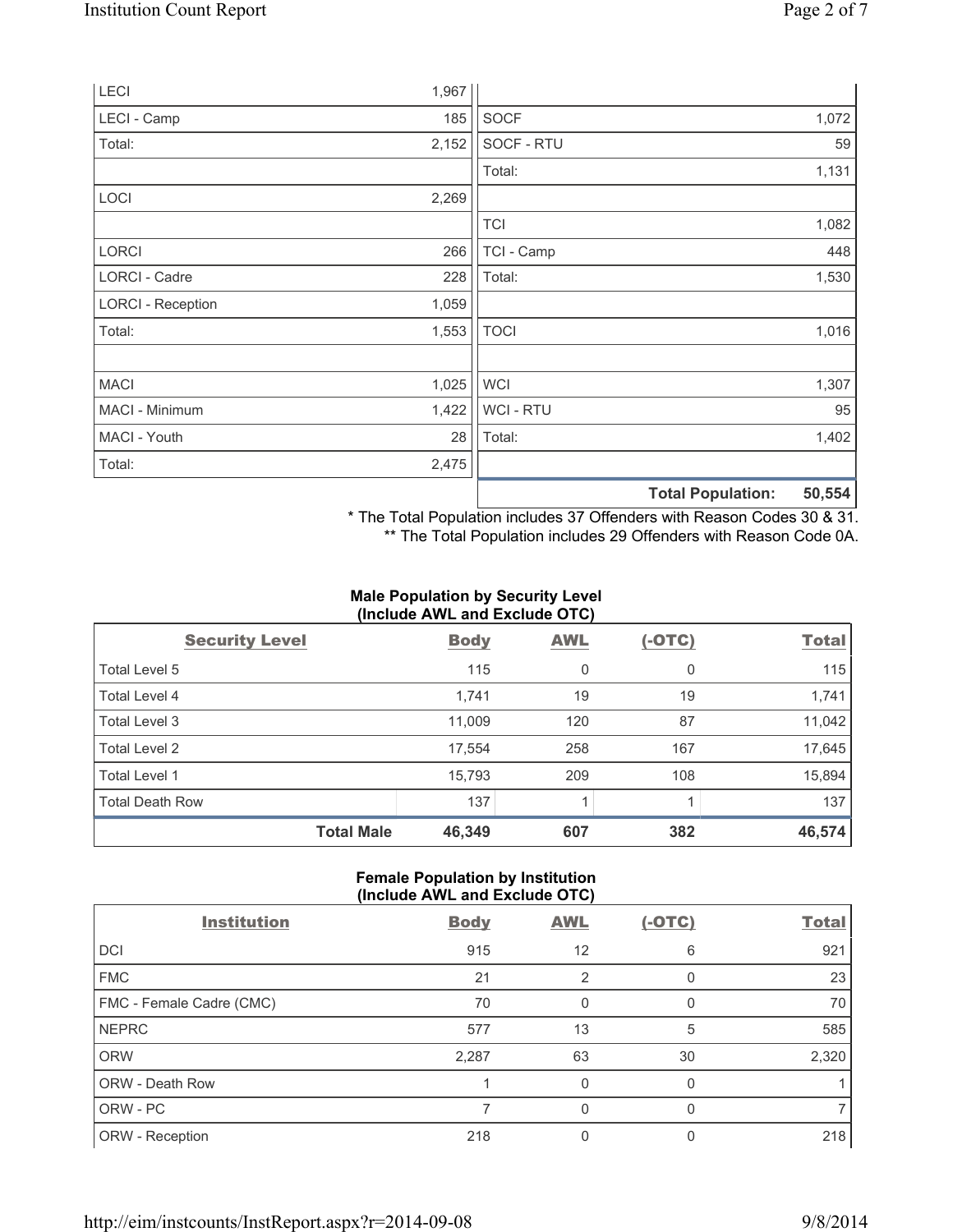| | |
|---|---|
| LECI | 1,967 |
| LECI - Camp | 185 |
| Total: | 2,152 |
| | |
| LOCI | 2,269 |
| | |
| LORCI | 266 |
| LORCI - Cadre | 228 |
| LORCI - Reception | 1,059 |
| Total: | 1,553 |
| | |
| MACI | 1,025 |
| MACI - Minimum | 1,422 |
| MACI - Youth | 28 |
| Total: | 2,475 |

| | |
|---|---|
| | |
| SOCF | 1,072 |
| SOCF - RTU | 59 |
| Total: | 1,131 |
| | |
| TCI | 1,082 |
| TCI - Camp | 448 |
| Total: | 1,530 |
| | |
| TOCI | 1,016 |
| | |
| WCI | 1,307 |
| WCI - RTU | 95 |
| Total: | 1,402 |
| | |
| **Total Population:** | **50,554** |

\* The Total Population includes 37 Offenders with Reason Codes 30 & 31.
\*\* The Total Population includes 29 Offenders with Reason Code 0A.

**Male Population by Security Level (Include AWL and Exclude OTC)**

| Security Level | Body | AWL | (-OTC) | Total |
|---|---|---|---|---|
| Total Level 5 | 115 | 0 | 0 | 115 |
| Total Level 4 | 1,741 | 19 | 19 | 1,741 |
| Total Level 3 | 11,009 | 120 | 87 | 11,042 |
| Total Level 2 | 17,554 | 258 | 167 | 17,645 |
| Total Level 1 | 15,793 | 209 | 108 | 15,894 |
| Total Death Row | 137 | 1 | 1 | 137 |
| **Total Male** | **46,349** | **607** | **382** | **46,574** |

**Female Population by Institution (Include AWL and Exclude OTC)**

| Institution | Body | AWL | (-OTC) | Total |
|---|---|---|---|---|
| DCI | 915 | 12 | 6 | 921 |
| FMC | 21 | 2 | 0 | 23 |
| FMC - Female Cadre (CMC) | 70 | 0 | 0 | 70 |
| NEPRC | 577 | 13 | 5 | 585 |
| ORW | 2,287 | 63 | 30 | 2,320 |
| ORW - Death Row | 1 | 0 | 0 | 1 |
| ORW - PC | 7 | 0 | 0 | 7 |
| ORW - Reception | 218 | 0 | 0 | 218 |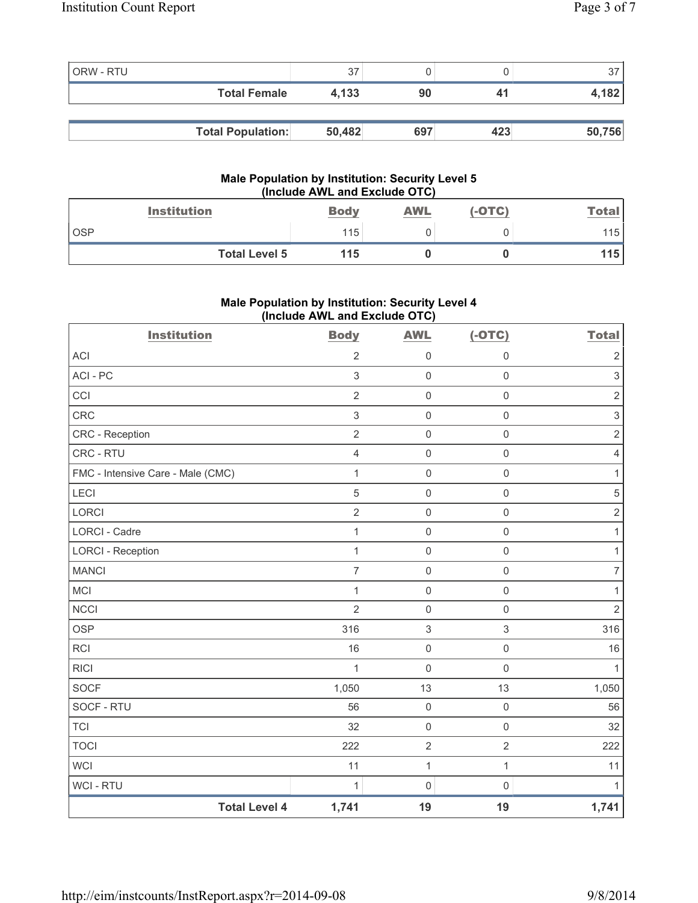| ORW - RTU | 37 | 0 | 0 | 37 |
|---|---|---|---|---|
| **Total Female** | **4,133** | **90** | **41** | **4,182** |

| **Total Population:** | **50,482** | **697** | **423** | **50,756** |
|---|---|---|---|---|

### Male Population by Institution: Security Level 5 (Include AWL and Exclude OTC)

| Institution | Body | AWL | (-OTC) | Total |
|---|---|---|---|---|
| OSP | 115 | 0 | 0 | 115 |
| **Total Level 5** | **115** | **0** | **0** | **115** |

### Male Population by Institution: Security Level 4 (Include AWL and Exclude OTC)

| Institution | Body | AWL | (-OTC) | Total |
|---|---|---|---|---|
| ACI | 2 | 0 | 0 | 2 |
| ACI - PC | 3 | 0 | 0 | 3 |
| CCI | 2 | 0 | 0 | 2 |
| CRC | 3 | 0 | 0 | 3 |
| CRC - Reception | 2 | 0 | 0 | 2 |
| CRC - RTU | 4 | 0 | 0 | 4 |
| FMC - Intensive Care - Male (CMC) | 1 | 0 | 0 | 1 |
| LECI | 5 | 0 | 0 | 5 |
| LORCI | 2 | 0 | 0 | 2 |
| LORCI - Cadre | 1 | 0 | 0 | 1 |
| LORCI - Reception | 1 | 0 | 0 | 1 |
| MANCI | 7 | 0 | 0 | 7 |
| MCI | 1 | 0 | 0 | 1 |
| NCCI | 2 | 0 | 0 | 2 |
| OSP | 316 | 3 | 3 | 316 |
| RCI | 16 | 0 | 0 | 16 |
| RICI | 1 | 0 | 0 | 1 |
| SOCF | 1,050 | 13 | 13 | 1,050 |
| SOCF - RTU | 56 | 0 | 0 | 56 |
| TCI | 32 | 0 | 0 | 32 |
| TOCI | 222 | 2 | 2 | 222 |
| WCI | 11 | 1 | 1 | 11 |
| WCI - RTU | 1 | 0 | 0 | 1 |
| **Total Level 4** | **1,741** | **19** | **19** | **1,741** |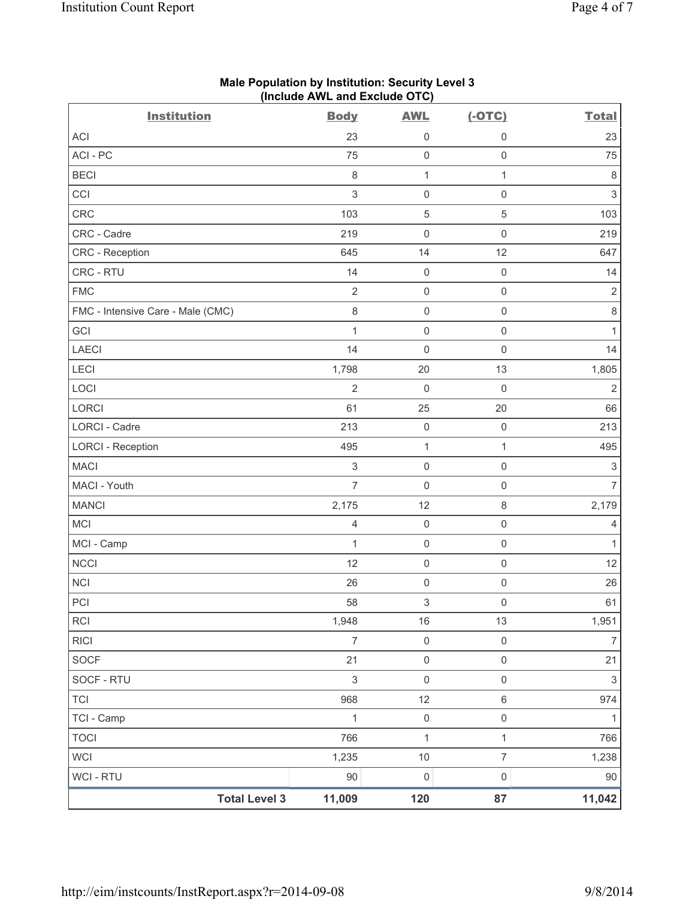**Male Population by Institution: Security Level 3**
**(Include AWL and Exclude OTC)**

| Institution | Body | AWL | (-OTC) | Total |
|---|---|---|---|---|
| ACI | 23 | 0 | 0 | 23 |
| ACI - PC | 75 | 0 | 0 | 75 |
| BECI | 8 | 1 | 1 | 8 |
| CCI | 3 | 0 | 0 | 3 |
| CRC | 103 | 5 | 5 | 103 |
| CRC - Cadre | 219 | 0 | 0 | 219 |
| CRC - Reception | 645 | 14 | 12 | 647 |
| CRC - RTU | 14 | 0 | 0 | 14 |
| FMC | 2 | 0 | 0 | 2 |
| FMC - Intensive Care - Male (CMC) | 8 | 0 | 0 | 8 |
| GCI | 1 | 0 | 0 | 1 |
| LAECI | 14 | 0 | 0 | 14 |
| LECI | 1,798 | 20 | 13 | 1,805 |
| LOCI | 2 | 0 | 0 | 2 |
| LORCI | 61 | 25 | 20 | 66 |
| LORCI - Cadre | 213 | 0 | 0 | 213 |
| LORCI - Reception | 495 | 1 | 1 | 495 |
| MACI | 3 | 0 | 0 | 3 |
| MACI - Youth | 7 | 0 | 0 | 7 |
| MANCI | 2,175 | 12 | 8 | 2,179 |
| MCI | 4 | 0 | 0 | 4 |
| MCI - Camp | 1 | 0 | 0 | 1 |
| NCCI | 12 | 0 | 0 | 12 |
| NCI | 26 | 0 | 0 | 26 |
| PCI | 58 | 3 | 0 | 61 |
| RCI | 1,948 | 16 | 13 | 1,951 |
| RICI | 7 | 0 | 0 | 7 |
| SOCF | 21 | 0 | 0 | 21 |
| SOCF - RTU | 3 | 0 | 0 | 3 |
| TCI | 968 | 12 | 6 | 974 |
| TCI - Camp | 1 | 0 | 0 | 1 |
| TOCI | 766 | 1 | 1 | 766 |
| WCI | 1,235 | 10 | 7 | 1,238 |
| WCI - RTU | 90 | 0 | 0 | 90 |
| **Total Level 3** | **11,009** | **120** | **87** | **11,042** |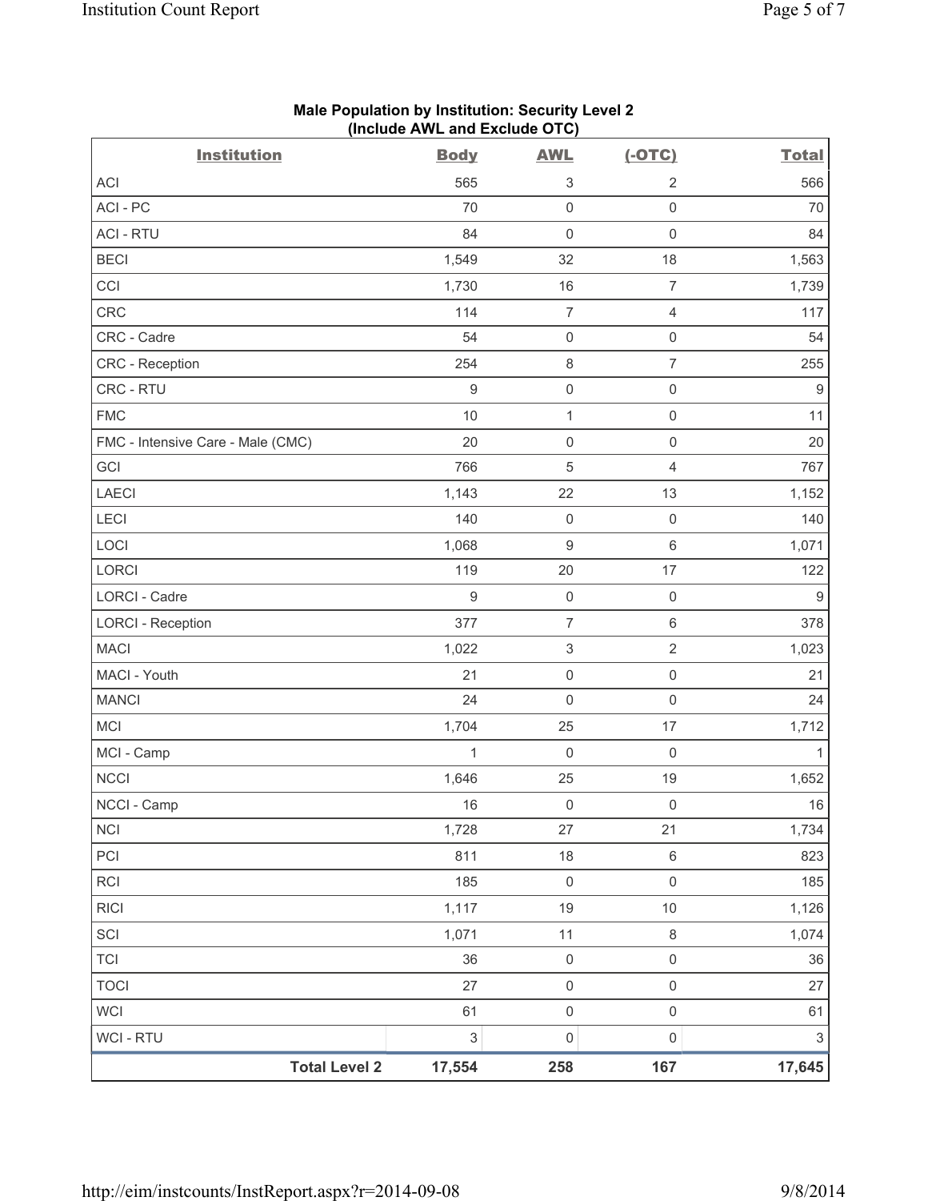**Male Population by Institution: Security Level 2**
**(Include AWL and Exclude OTC)**

| Institution | Body | AWL | (-OTC) | Total |
|---|---|---|---|---|
| ACI | 565 | 3 | 2 | 566 |
| ACI - PC | 70 | 0 | 0 | 70 |
| ACI - RTU | 84 | 0 | 0 | 84 |
| BECI | 1,549 | 32 | 18 | 1,563 |
| CCI | 1,730 | 16 | 7 | 1,739 |
| CRC | 114 | 7 | 4 | 117 |
| CRC - Cadre | 54 | 0 | 0 | 54 |
| CRC - Reception | 254 | 8 | 7 | 255 |
| CRC - RTU | 9 | 0 | 0 | 9 |
| FMC | 10 | 1 | 0 | 11 |
| FMC - Intensive Care - Male (CMC) | 20 | 0 | 0 | 20 |
| GCI | 766 | 5 | 4 | 767 |
| LAECI | 1,143 | 22 | 13 | 1,152 |
| LECI | 140 | 0 | 0 | 140 |
| LOCI | 1,068 | 9 | 6 | 1,071 |
| LORCI | 119 | 20 | 17 | 122 |
| LORCI - Cadre | 9 | 0 | 0 | 9 |
| LORCI - Reception | 377 | 7 | 6 | 378 |
| MACI | 1,022 | 3 | 2 | 1,023 |
| MACI - Youth | 21 | 0 | 0 | 21 |
| MANCI | 24 | 0 | 0 | 24 |
| MCI | 1,704 | 25 | 17 | 1,712 |
| MCI - Camp | 1 | 0 | 0 | 1 |
| NCCI | 1,646 | 25 | 19 | 1,652 |
| NCCI - Camp | 16 | 0 | 0 | 16 |
| NCI | 1,728 | 27 | 21 | 1,734 |
| PCI | 811 | 18 | 6 | 823 |
| RCI | 185 | 0 | 0 | 185 |
| RICI | 1,117 | 19 | 10 | 1,126 |
| SCI | 1,071 | 11 | 8 | 1,074 |
| TCI | 36 | 0 | 0 | 36 |
| TOCI | 27 | 0 | 0 | 27 |
| WCI | 61 | 0 | 0 | 61 |
| WCI - RTU | 3 | 0 | 0 | 3 |
| **Total Level 2** | **17,554** | **258** | **167** | **17,645** |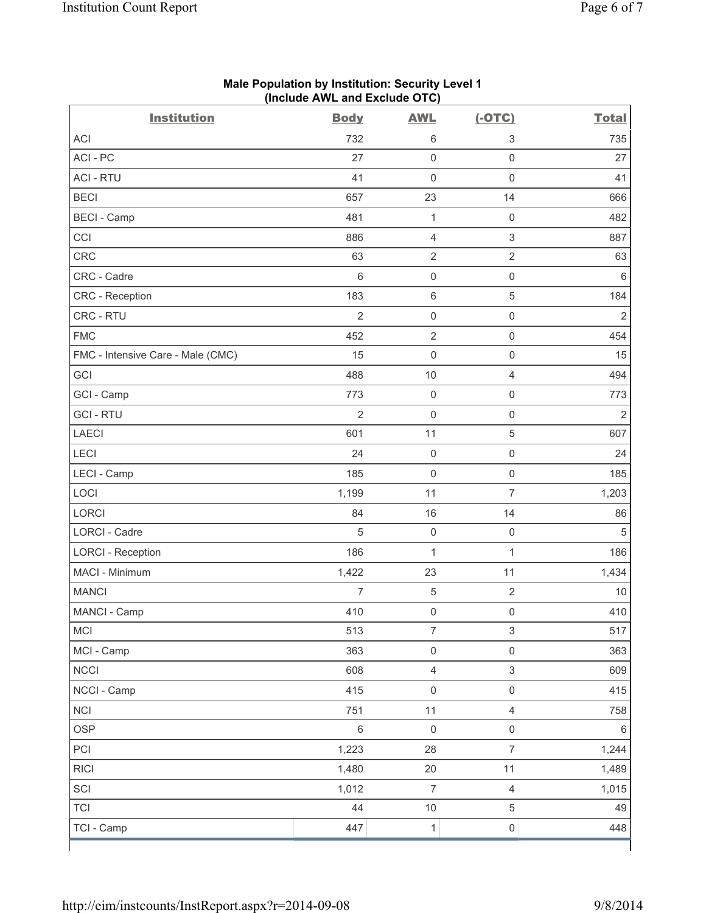**Male Population by Institution: Security Level 1**
**(Include AWL and Exclude OTC)**

| Institution | Body | AWL | (-OTC) | Total |
|---|---|---|---|---|
| ACI | 732 | 6 | 3 | 735 |
| ACI - PC | 27 | 0 | 0 | 27 |
| ACI - RTU | 41 | 0 | 0 | 41 |
| BECI | 657 | 23 | 14 | 666 |
| BECI - Camp | 481 | 1 | 0 | 482 |
| CCI | 886 | 4 | 3 | 887 |
| CRC | 63 | 2 | 2 | 63 |
| CRC - Cadre | 6 | 0 | 0 | 6 |
| CRC - Reception | 183 | 6 | 5 | 184 |
| CRC - RTU | 2 | 0 | 0 | 2 |
| FMC | 452 | 2 | 0 | 454 |
| FMC - Intensive Care - Male (CMC) | 15 | 0 | 0 | 15 |
| GCI | 488 | 10 | 4 | 494 |
| GCI - Camp | 773 | 0 | 0 | 773 |
| GCI - RTU | 2 | 0 | 0 | 2 |
| LAECI | 601 | 11 | 5 | 607 |
| LECI | 24 | 0 | 0 | 24 |
| LECI - Camp | 185 | 0 | 0 | 185 |
| LOCI | 1,199 | 11 | 7 | 1,203 |
| LORCI | 84 | 16 | 14 | 86 |
| LORCI - Cadre | 5 | 0 | 0 | 5 |
| LORCI - Reception | 186 | 1 | 1 | 186 |
| MACI - Minimum | 1,422 | 23 | 11 | 1,434 |
| MANCI | 7 | 5 | 2 | 10 |
| MANCI - Camp | 410 | 0 | 0 | 410 |
| MCI | 513 | 7 | 3 | 517 |
| MCI - Camp | 363 | 0 | 0 | 363 |
| NCCI | 608 | 4 | 3 | 609 |
| NCCI - Camp | 415 | 0 | 0 | 415 |
| NCI | 751 | 11 | 4 | 758 |
| OSP | 6 | 0 | 0 | 6 |
| PCI | 1,223 | 28 | 7 | 1,244 |
| RICI | 1,480 | 20 | 11 | 1,489 |
| SCI | 1,012 | 7 | 4 | 1,015 |
| TCI | 44 | 10 | 5 | 49 |
| TCI - Camp | 447 | 1 | 0 | 448 |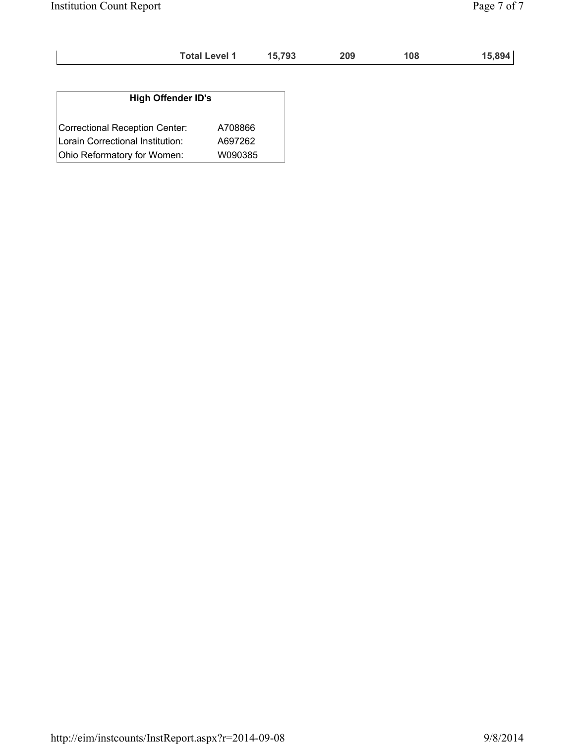| | | | | |
|---|---|---|---|---|
| **Total Level 1** | **15,793** | **209** | **108** | **15,894** |

| **High Offender ID's** | |
|---|---|
| Correctional Reception Center: | A708866 |
| Lorain Correctional Institution: | A697262 |
| Ohio Reformatory for Women: | W090385 |